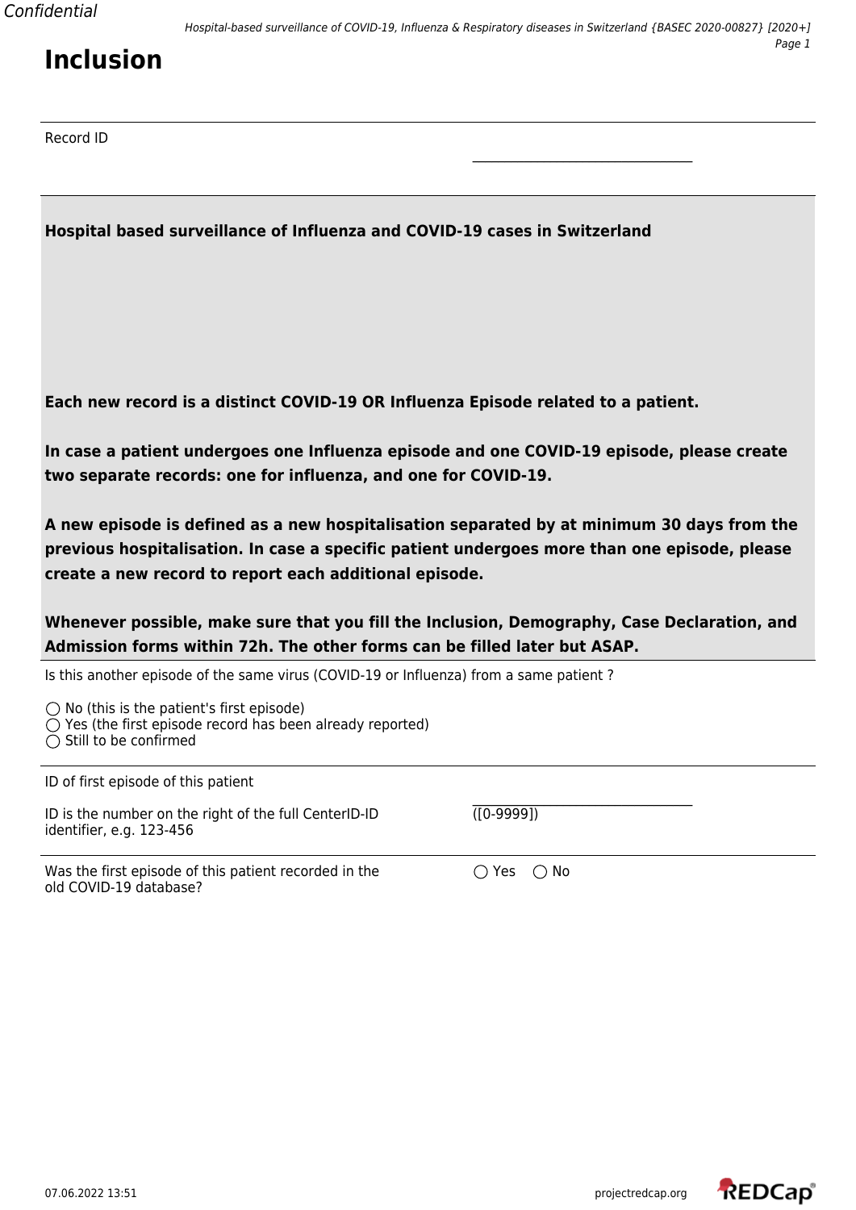# Inclusion

Record ID \_\_\_\_\_\_\_\_\_\_\_\_\_\_\_\_\_\_\_\_\_\_\_\_\_\_\_\_\_\_

**Hospital based surveillance of Influenza and COVID-19 cases in Switzerland**

**Each new record is a distinct COVID-19 OR Influenza Episode related to a patient.**

**In case a patient undergoes one Influenza episode and one COVID-19 episode, please create two separate records: one for influenza, and one for COVID-19.**

**A new episode is defined as a new hospitalisation separated by at minimum 30 days from the previous hospitalisation. In case a specific patient undergoes more than one episode, please create a new record to report each additional episode.**

**Whenever possible, make sure that you fill the Inclusion, Demography, Case Declaration, and Admission forms within 72h. The other forms can be filled later but ASAP.**

Is this another episode of the same virus (COVID-19 or Influenza) from a same patient ?

- ◯ No (this is the patient's first episode)
- ◯ Yes (the first episode record has been already reported)
- ◯ Still to be confirmed

ID of first episode of this patient \_\_\_\_\_\_\_\_\_\_\_\_\_\_\_\_\_\_\_\_\_\_\_\_\_\_\_\_\_\_ ([0-9999])

ID is the number on the right of the full CenterID-ID identifier, e.g. 123-456

Was the first episode of this patient recorded in the old COVID-19 database? ◯ Yes ◯ No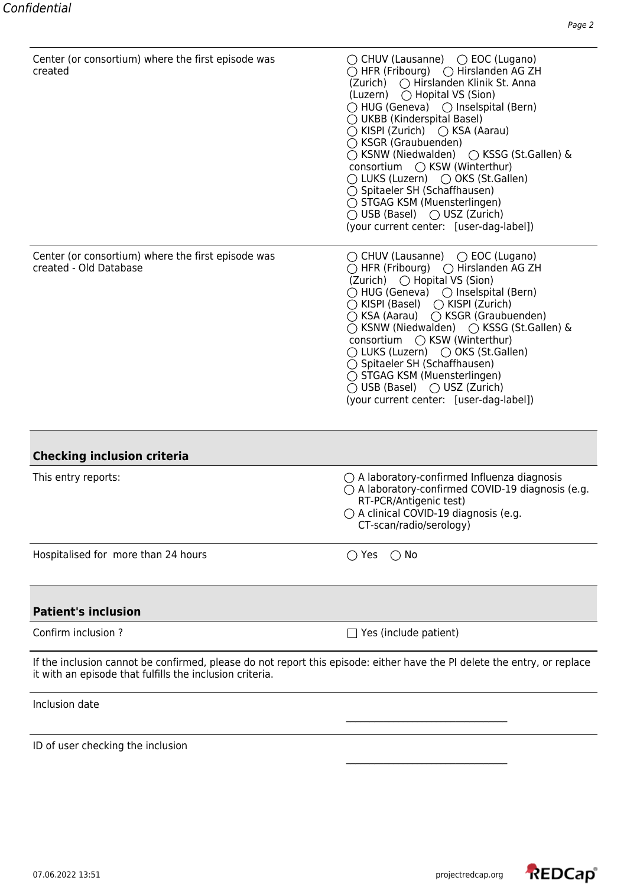| | |
|---|---|
| Center (or consortium) where the first episode was created | ◯ CHUV (Lausanne) ◯ EOC (Lugano) ◯ HFR (Fribourg) ◯ Hirslanden AG ZH (Zurich) ◯ Hirslanden Klinik St. Anna (Luzern) ◯ Hopital VS (Sion) ◯ HUG (Geneva) ◯ Inselspital (Bern) ◯ UKBB (Kinderspital Basel) ◯ KISPI (Zurich) ◯ KSA (Aarau) ◯ KSGR (Graubuenden) ◯ KSNW (Niedwalden) ◯ KSSG (St.Gallen) & consortium ◯ KSW (Winterthur) ◯ LUKS (Luzern) ◯ OKS (St.Gallen) ◯ Spitaeler SH (Schaffhausen) ◯ STGAG KSM (Muensterlingen) ◯ USB (Basel) ◯ USZ (Zurich) (your current center: [user-dag-label]) |
| Center (or consortium) where the first episode was created - Old Database | ◯ CHUV (Lausanne) ◯ EOC (Lugano) ◯ HFR (Fribourg) ◯ Hirslanden AG ZH (Zurich) ◯ Hopital VS (Sion) ◯ HUG (Geneva) ◯ Inselspital (Bern) ◯ KISPI (Basel) ◯ KISPI (Zurich) ◯ KSA (Aarau) ◯ KSGR (Graubuenden) ◯ KSNW (Niedwalden) ◯ KSSG (St.Gallen) & consortium ◯ KSW (Winterthur) ◯ LUKS (Luzern) ◯ OKS (St.Gallen) ◯ Spitaeler SH (Schaffhausen) ◯ STGAG KSM (Muensterlingen) ◯ USB (Basel) ◯ USZ (Zurich) (your current center: [user-dag-label]) |

## Checking inclusion criteria

| | |
|---|---|
| This entry reports: | ◯ A laboratory-confirmed Influenza diagnosis ◯ A laboratory-confirmed COVID-19 diagnosis (e.g. RT-PCR/Antigenic test) ◯ A clinical COVID-19 diagnosis (e.g. CT-scan/radio/serology) |
| Hospitalised for more than 24 hours | ◯ Yes ◯ No |

## Patient's inclusion

| | |
|---|---|
| Confirm inclusion ? | ☐ Yes (include patient) |

If the inclusion cannot be confirmed, please do not report this episode: either have the PI delete the entry, or replace it with an episode that fulfills the inclusion criteria.

| | |
|---|---|
| Inclusion date | ______________________ |
| ID of user checking the inclusion | ______________________ |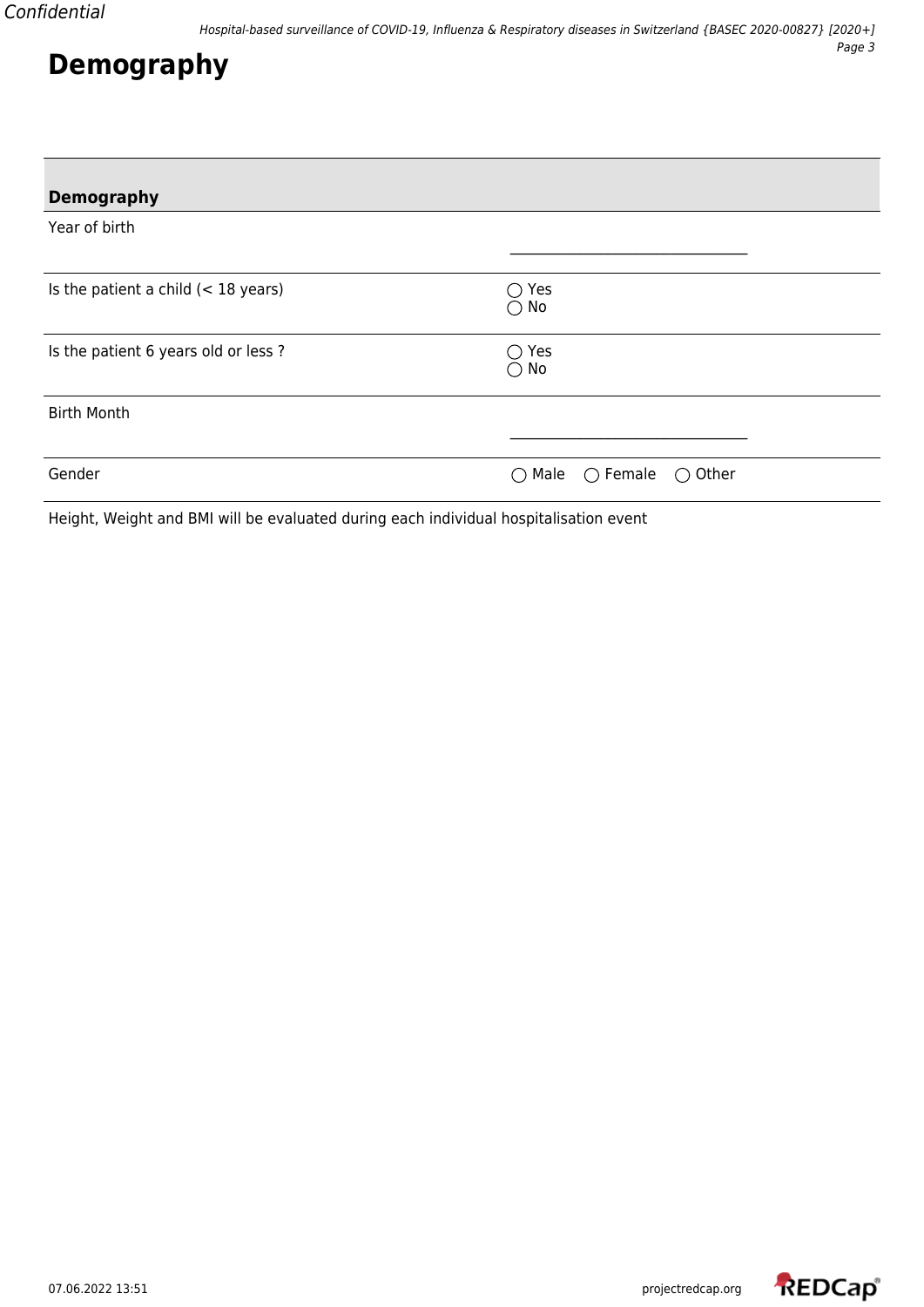# Demography

| Demography | |
|---|---|
| Year of birth | \_\_\_\_\_\_\_\_\_\_\_\_\_\_\_\_\_\_\_\_\_\_\_\_\_\_\_\_\_\_\_\_ |
| Is the patient a child (< 18 years) | ◯ Yes<br>◯ No |
| Is the patient 6 years old or less ? | ◯ Yes<br>◯ No |
| Birth Month | \_\_\_\_\_\_\_\_\_\_\_\_\_\_\_\_\_\_\_\_\_\_\_\_\_\_\_\_\_\_\_\_ |
| Gender | ◯ Male ◯ Female ◯ Other |

Height, Weight and BMI will be evaluated during each individual hospitalisation event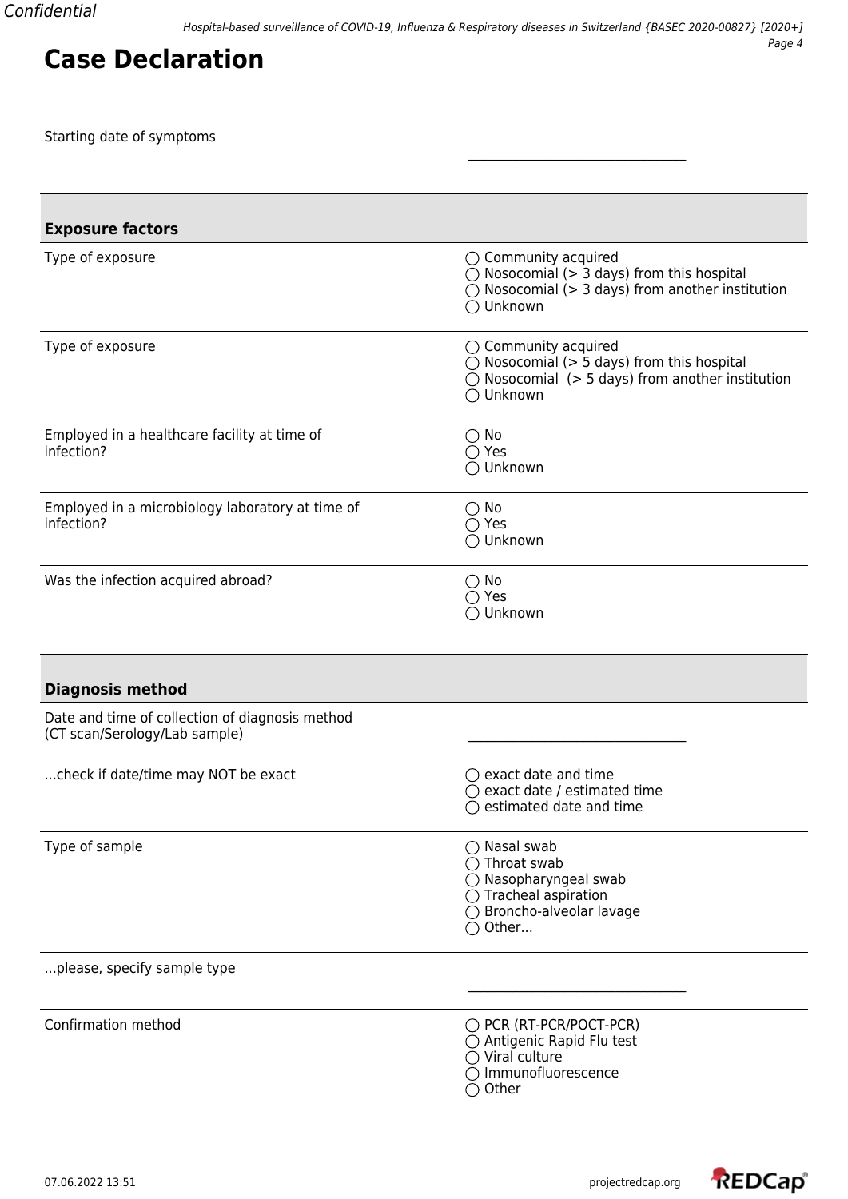# Case Declaration

| | |
|---|---|
| Starting date of symptoms | \_\_\_\_\_\_\_\_\_\_\_\_\_\_\_\_\_\_\_\_\_\_\_\_\_\_\_\_\_\_\_\_\_\_ |

## Exposure factors

| | |
|---|---|
| Type of exposure | ◯ Community acquired<br>◯ Nosocomial (> 3 days) from this hospital<br>◯ Nosocomial (> 3 days) from another institution<br>◯ Unknown |
| Type of exposure | ◯ Community acquired<br>◯ Nosocomial (> 5 days) from this hospital<br>◯ Nosocomial (> 5 days) from another institution<br>◯ Unknown |
| Employed in a healthcare facility at time of infection? | ◯ No<br>◯ Yes<br>◯ Unknown |
| Employed in a microbiology laboratory at time of infection? | ◯ No<br>◯ Yes<br>◯ Unknown |
| Was the infection acquired abroad? | ◯ No<br>◯ Yes<br>◯ Unknown |

## Diagnosis method

| | |
|---|---|
| Date and time of collection of diagnosis method (CT scan/Serology/Lab sample) | \_\_\_\_\_\_\_\_\_\_\_\_\_\_\_\_\_\_\_\_\_\_\_\_\_\_\_\_\_\_\_\_\_\_ |
| ...check if date/time may NOT be exact | ◯ exact date and time<br>◯ exact date / estimated time<br>◯ estimated date and time |
| Type of sample | ◯ Nasal swab<br>◯ Throat swab<br>◯ Nasopharyngeal swab<br>◯ Tracheal aspiration<br>◯ Broncho-alveolar lavage<br>◯ Other... |
| ...please, specify sample type | \_\_\_\_\_\_\_\_\_\_\_\_\_\_\_\_\_\_\_\_\_\_\_\_\_\_\_\_\_\_\_\_\_\_ |
| Confirmation method | ◯ PCR (RT-PCR/POCT-PCR)<br>◯ Antigenic Rapid Flu test<br>◯ Viral culture<br>◯ Immunofluorescence<br>◯ Other |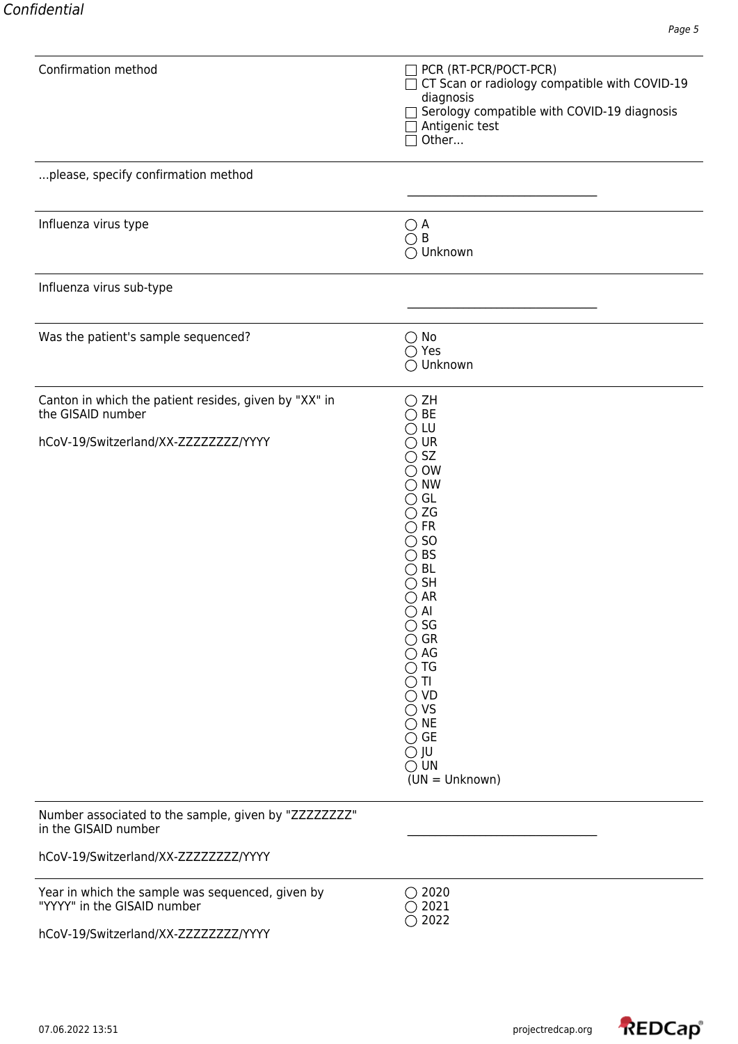| | |
|---|---|
| Confirmation method | ☐ PCR (RT-PCR/POCT-PCR)<br>☐ CT Scan or radiology compatible with COVID-19 diagnosis<br>☐ Serology compatible with COVID-19 diagnosis<br>☐ Antigenic test<br>☐ Other... |
| ...please, specify confirmation method | ________________________________ |
| Influenza virus type | ◯ A<br>◯ B<br>◯ Unknown |
| Influenza virus sub-type | ________________________________ |
| Was the patient's sample sequenced? | ◯ No<br>◯ Yes<br>◯ Unknown |
| Canton in which the patient resides, given by "XX" in the GISAID number<br><br>hCoV-19/Switzerland/XX-ZZZZZZZZ/YYYY | ◯ ZH<br>◯ BE<br>◯ LU<br>◯ UR<br>◯ SZ<br>◯ OW<br>◯ NW<br>◯ GL<br>◯ ZG<br>◯ FR<br>◯ SO<br>◯ BS<br>◯ BL<br>◯ SH<br>◯ AR<br>◯ AI<br>◯ SG<br>◯ GR<br>◯ AG<br>◯ TG<br>◯ TI<br>◯ VD<br>◯ VS<br>◯ NE<br>◯ GE<br>◯ JU<br>◯ UN<br>(UN = Unknown) |
| Number associated to the sample, given by "ZZZZZZZZ" in the GISAID number<br><br>hCoV-19/Switzerland/XX-ZZZZZZZZ/YYYY | ________________________________ |
| Year in which the sample was sequenced, given by "YYYY" in the GISAID number<br><br>hCoV-19/Switzerland/XX-ZZZZZZZZ/YYYY | ◯ 2020<br>◯ 2021<br>◯ 2022 |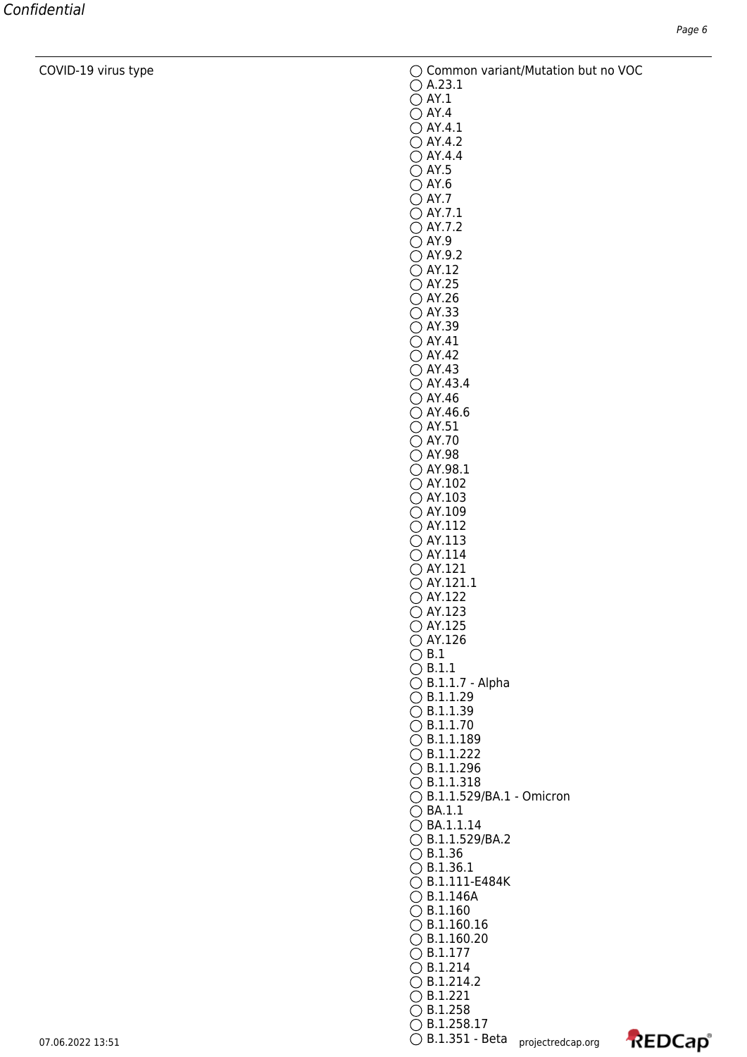COVID-19 virus type

- ◯ Common variant/Mutation but no VOC
- ◯ A.23.1
- ◯ AY.1
- ◯ AY.4
- ◯ AY.4.1
- ◯ AY.4.2
- ◯ AY.4.4
- ◯ AY.5
- ◯ AY.6
- ◯ AY.7
- ◯ AY.7.1
- ◯ AY.7.2
- ◯ AY.9
- ◯ AY.9.2
- ◯ AY.12
- ◯ AY.25
- ◯ AY.26
- ◯ AY.33
- ◯ AY.39
- ◯ AY.41
- ◯ AY.42
- ◯ AY.43
- ◯ AY.43.4
- ◯ AY.46
- ◯ AY.46.6
- ◯ AY.51
- ◯ AY.70
- ◯ AY.98
- ◯ AY.98.1
- ◯ AY.102
- ◯ AY.103
- ◯ AY.109
- ◯ AY.112
- ◯ AY.113
- ◯ AY.114
- ◯ AY.121
- ◯ AY.121.1
- ◯ AY.122
- ◯ AY.123
- ◯ AY.125
- ◯ AY.126
- ◯ B.1
- ◯ B.1.1
- ◯ B.1.1.7 - Alpha
- ◯ B.1.1.29
- ◯ B.1.1.39
- ◯ B.1.1.70
- ◯ B.1.1.189
- ◯ B.1.1.222
- ◯ B.1.1.296
- ◯ B.1.1.318
- ◯ B.1.1.529/BA.1 - Omicron
- ◯ BA.1.1
- ◯ BA.1.1.14
- ◯ B.1.1.529/BA.2
- ◯ B.1.36
- ◯ B.1.36.1
- ◯ B.1.111-E484K
- ◯ B.1.146A
- ◯ B.1.160
- ◯ B.1.160.16
- ◯ B.1.160.20
- ◯ B.1.177
- ◯ B.1.214
- ◯ B.1.214.2
- ◯ B.1.221
- ◯ B.1.258
- ◯ B.1.258.17
- ◯ B.1.351 - Beta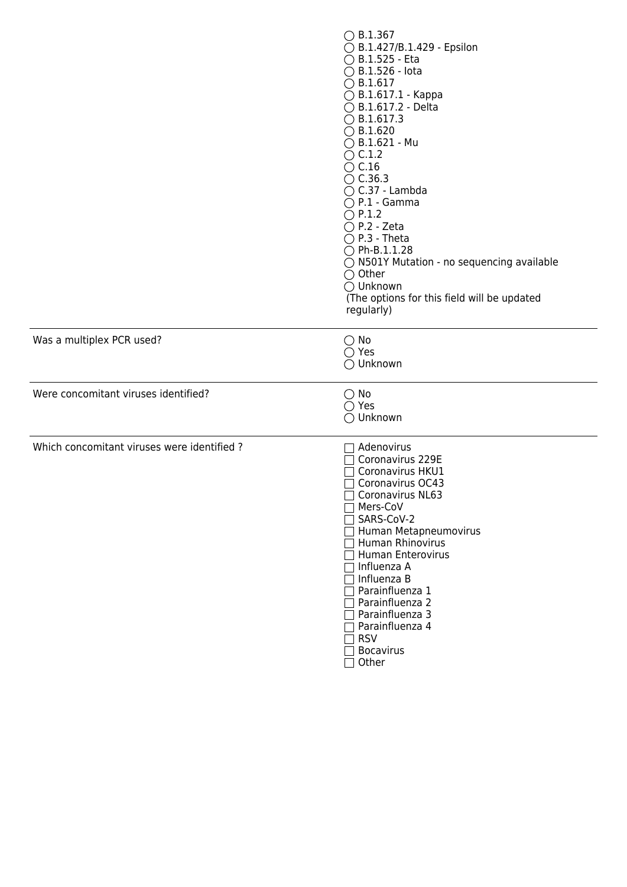| | |
|---|---|
| | ◯ B.1.367<br>◯ B.1.427/B.1.429 - Epsilon<br>◯ B.1.525 - Eta<br>◯ B.1.526 - Iota<br>◯ B.1.617<br>◯ B.1.617.1 - Kappa<br>◯ B.1.617.2 - Delta<br>◯ B.1.617.3<br>◯ B.1.620<br>◯ B.1.621 - Mu<br>◯ C.1.2<br>◯ C.16<br>◯ C.36.3<br>◯ C.37 - Lambda<br>◯ P.1 - Gamma<br>◯ P.1.2<br>◯ P.2 - Zeta<br>◯ P.3 - Theta<br>◯ Ph-B.1.1.28<br>◯ N501Y Mutation - no sequencing available<br>◯ Other<br>◯ Unknown<br>(The options for this field will be updated regularly) |
| Was a multiplex PCR used? | ◯ No<br>◯ Yes<br>◯ Unknown |
| Were concomitant viruses identified? | ◯ No<br>◯ Yes<br>◯ Unknown |
| Which concomitant viruses were identified ? | ☐ Adenovirus<br>☐ Coronavirus 229E<br>☐ Coronavirus HKU1<br>☐ Coronavirus OC43<br>☐ Coronavirus NL63<br>☐ Mers-CoV<br>☐ SARS-CoV-2<br>☐ Human Metapneumovirus<br>☐ Human Rhinovirus<br>☐ Human Enterovirus<br>☐ Influenza A<br>☐ Influenza B<br>☐ Parainfluenza 1<br>☐ Parainfluenza 2<br>☐ Parainfluenza 3<br>☐ Parainfluenza 4<br>☐ RSV<br>☐ Bocavirus<br>☐ Other |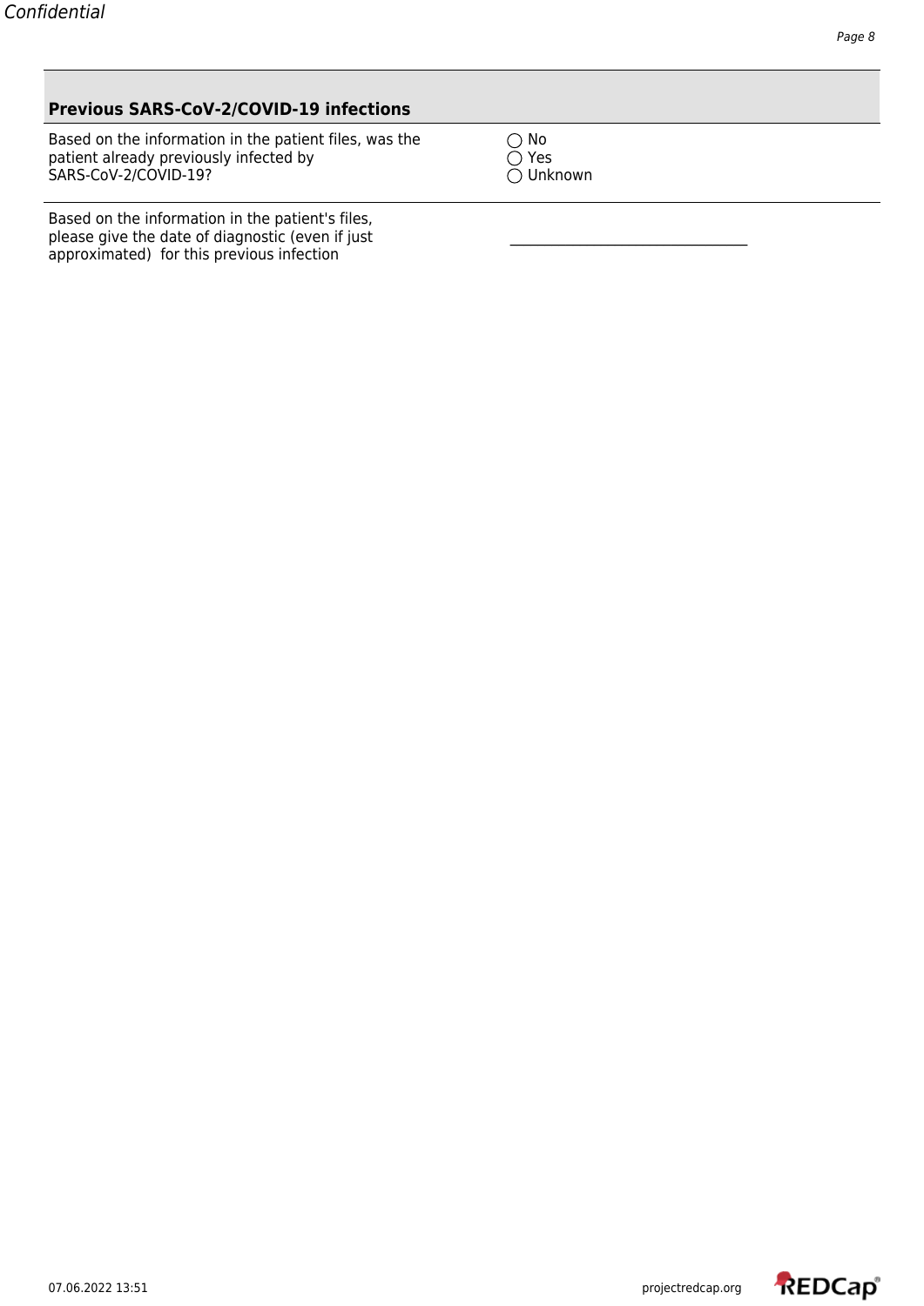## Previous SARS-CoV-2/COVID-19 infections

| | |
|---|---|
| Based on the information in the patient files, was the patient already previously infected by SARS-CoV-2/COVID-19? | ◯ No<br>◯ Yes<br>◯ Unknown |
| Based on the information in the patient's files, please give the date of diagnostic (even if just approximated) for this previous infection | _______________________________ |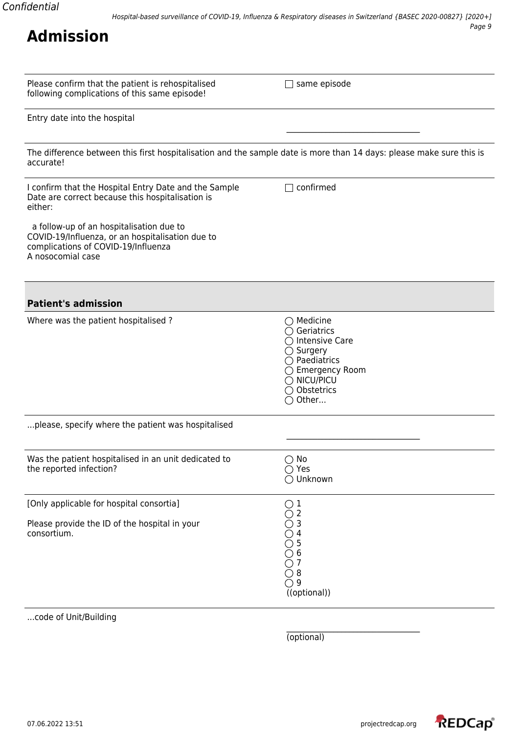# Admission

Please confirm that the patient is rehospitalised following complications of this same episode!

☐ same episode

Entry date into the hospital

\_\_\_\_\_\_\_\_\_\_\_\_\_\_\_\_\_\_\_\_\_\_\_\_\_\_\_\_\_\_\_\_

The difference between this first hospitalisation and the sample date is more than 14 days: please make sure this is accurate!

I confirm that the Hospital Entry Date and the Sample Date are correct because this hospitalisation is either:

a follow-up of an hospitalisation due to COVID-19/Influenza, or an hospitalisation due to complications of COVID-19/Influenza
A nosocomial case

☐ confirmed

## Patient's admission

Where was the patient hospitalised ?

◯ Medicine
◯ Geriatrics
◯ Intensive Care
◯ Surgery
◯ Paediatrics
◯ Emergency Room
◯ NICU/PICU
◯ Obstetrics
◯ Other...

...please, specify where the patient was hospitalised

\_\_\_\_\_\_\_\_\_\_\_\_\_\_\_\_\_\_\_\_\_\_\_\_\_\_\_\_\_\_\_\_

Was the patient hospitalised in an unit dedicated to the reported infection?

◯ No
◯ Yes
◯ Unknown

[Only applicable for hospital consortia]

Please provide the ID of the hospital in your consortium.

◯ 1
◯ 2
◯ 3
◯ 4
◯ 5
◯ 6
◯ 7
◯ 8
◯ 9
((optional))

...code of Unit/Building

\_\_\_\_\_\_\_\_\_\_\_\_\_\_\_\_\_\_\_\_\_\_\_\_\_\_\_\_\_\_\_\_
(optional)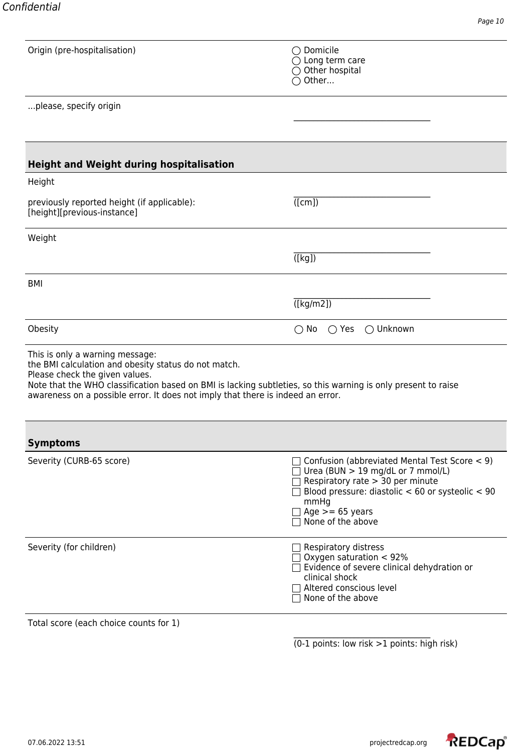Origin (pre-hospitalisation)

- ◯ Domicile
- ◯ Long term care
- ◯ Other hospital
- ◯ Other...

...please, specify origin

______________________________

## Height and Weight during hospitalisation

Height

previously reported height (if applicable): [height][previous-instance]

______________________________ ([cm])

Weight

______________________________ ([kg])

BMI

______________________________ ([kg/m2])

Obesity

◯ No ◯ Yes ◯ Unknown

This is only a warning message:
the BMI calculation and obesity status do not match.
Please check the given values.
Note that the WHO classification based on BMI is lacking subtleties, so this warning is only present to raise awareness on a possible error. It does not imply that there is indeed an error.

## Symptoms

Severity (CURB-65 score)

- ☐ Confusion (abbreviated Mental Test Score < 9)
- ☐ Urea (BUN > 19 mg/dL or 7 mmol/L)
- ☐ Respiratory rate > 30 per minute
- ☐ Blood pressure: diastolic < 60 or systeolic < 90 mmHg
- ☐ Age >= 65 years
- ☐ None of the above

Severity (for children)

- ☐ Respiratory distress
- ☐ Oxygen saturation < 92%
- ☐ Evidence of severe clinical dehydration or clinical shock
- ☐ Altered conscious level
- ☐ None of the above

Total score (each choice counts for 1)

______________________________ (0-1 points: low risk >1 points: high risk)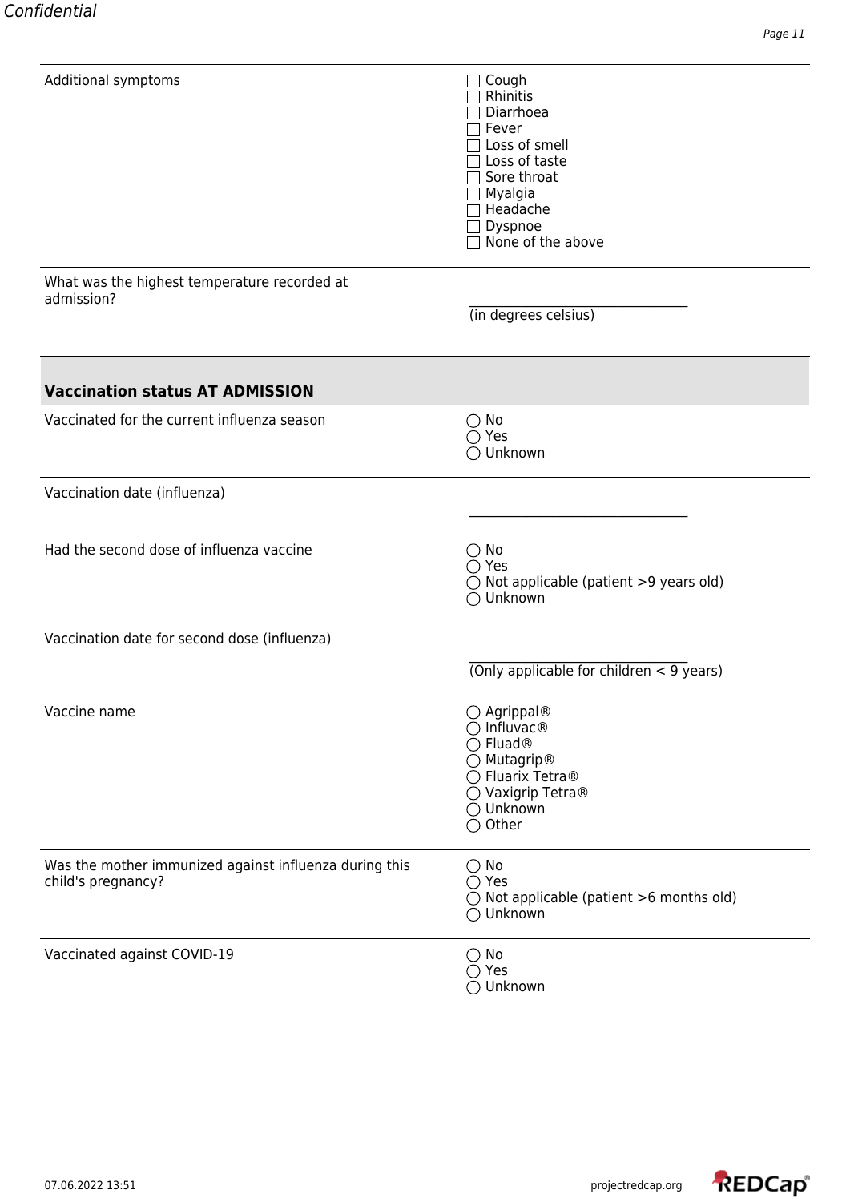| Field | Response |
|---|---|
| Additional symptoms | ☐ Cough<br>☐ Rhinitis<br>☐ Diarrhoea<br>☐ Fever<br>☐ Loss of smell<br>☐ Loss of taste<br>☐ Sore throat<br>☐ Myalgia<br>☐ Headache<br>☐ Dyspnoe<br>☐ None of the above |
| What was the highest temperature recorded at admission? | \_\_\_\_\_\_\_\_\_\_\_\_\_\_\_\_\_\_\_\_\_\_\_\_\_\_\_\_\_\_<br>(in degrees celsius) |

## Vaccination status AT ADMISSION

| Field | Response |
|---|---|
| Vaccinated for the current influenza season | ◯ No<br>◯ Yes<br>◯ Unknown |
| Vaccination date (influenza) | \_\_\_\_\_\_\_\_\_\_\_\_\_\_\_\_\_\_\_\_\_\_\_\_\_\_\_\_\_\_ |
| Had the second dose of influenza vaccine | ◯ No<br>◯ Yes<br>◯ Not applicable (patient >9 years old)<br>◯ Unknown |
| Vaccination date for second dose (influenza) | \_\_\_\_\_\_\_\_\_\_\_\_\_\_\_\_\_\_\_\_\_\_\_\_\_\_\_\_\_\_<br>(Only applicable for children < 9 years) |
| Vaccine name | ◯ Agrippal®<br>◯ Influvac®<br>◯ Fluad®<br>◯ Mutagrip®<br>◯ Fluarix Tetra®<br>◯ Vaxigrip Tetra®<br>◯ Unknown<br>◯ Other |
| Was the mother immunized against influenza during this child's pregnancy? | ◯ No<br>◯ Yes<br>◯ Not applicable (patient >6 months old)<br>◯ Unknown |
| Vaccinated against COVID-19 | ◯ No<br>◯ Yes<br>◯ Unknown |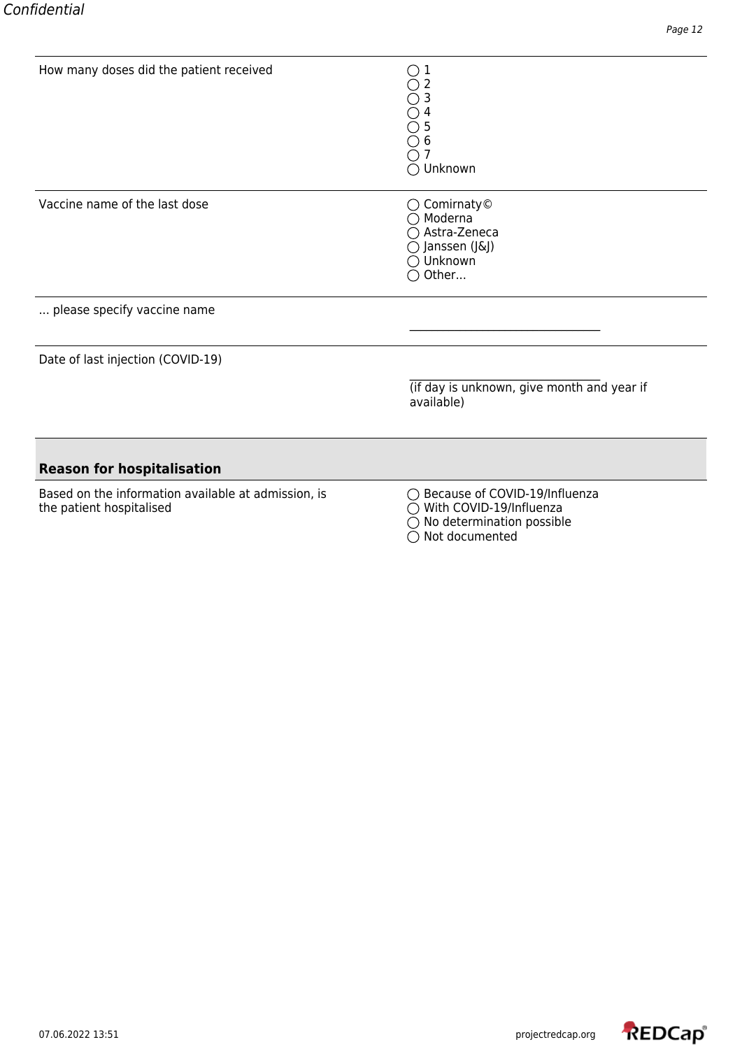| | |
|---|---|
| How many doses did the patient received | ◯ 1<br>◯ 2<br>◯ 3<br>◯ 4<br>◯ 5<br>◯ 6<br>◯ 7<br>◯ Unknown |
| Vaccine name of the last dose | ◯ Comirnaty©<br>◯ Moderna<br>◯ Astra-Zeneca<br>◯ Janssen (J&J)<br>◯ Unknown<br>◯ Other... |
| ... please specify vaccine name | ________________________________ |
| Date of last injection (COVID-19) | ________________________________<br>(if day is unknown, give month and year if available) |

## Reason for hospitalisation

| | |
|---|---|
| Based on the information available at admission, is the patient hospitalised | ◯ Because of COVID-19/Influenza<br>◯ With COVID-19/Influenza<br>◯ No determination possible<br>◯ Not documented |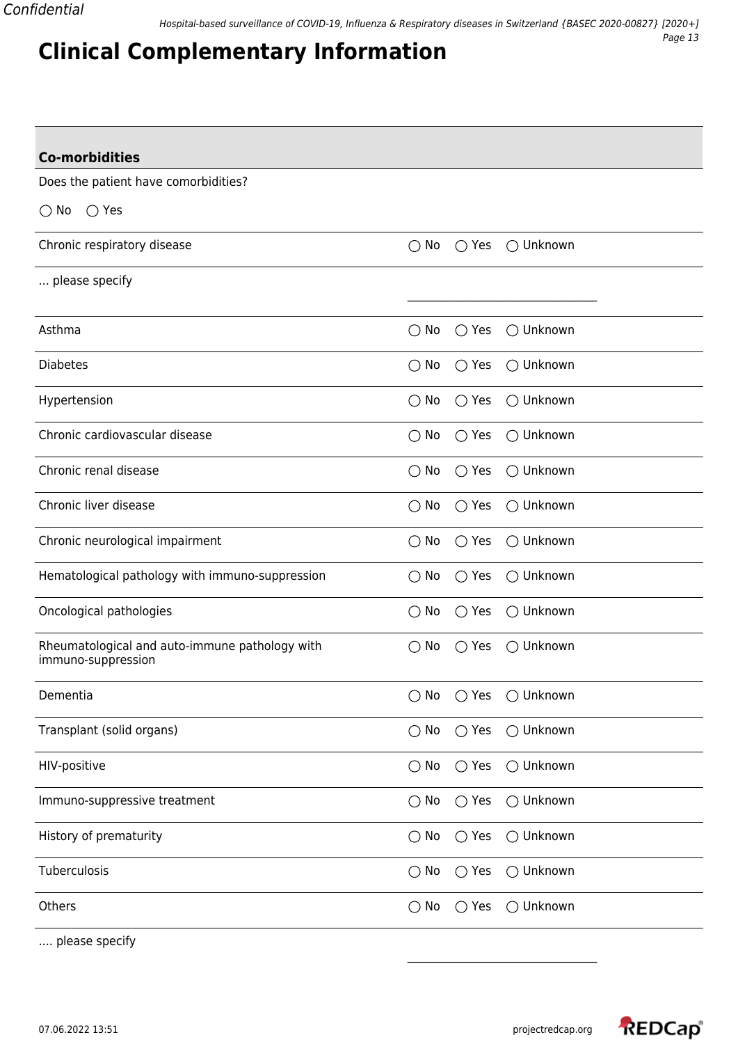# Clinical Complementary Information

## Co-morbidities

Does the patient have comorbidities?

◯ No ◯ Yes

| | |
|---|---|
| Chronic respiratory disease | ◯ No ◯ Yes ◯ Unknown |
| ... please specify | __________________________________ |
| Asthma | ◯ No ◯ Yes ◯ Unknown |
| Diabetes | ◯ No ◯ Yes ◯ Unknown |
| Hypertension | ◯ No ◯ Yes ◯ Unknown |
| Chronic cardiovascular disease | ◯ No ◯ Yes ◯ Unknown |
| Chronic renal disease | ◯ No ◯ Yes ◯ Unknown |
| Chronic liver disease | ◯ No ◯ Yes ◯ Unknown |
| Chronic neurological impairment | ◯ No ◯ Yes ◯ Unknown |
| Hematological pathology with immuno-suppression | ◯ No ◯ Yes ◯ Unknown |
| Oncological pathologies | ◯ No ◯ Yes ◯ Unknown |
| Rheumatological and auto-immune pathology with immuno-suppression | ◯ No ◯ Yes ◯ Unknown |
| Dementia | ◯ No ◯ Yes ◯ Unknown |
| Transplant (solid organs) | ◯ No ◯ Yes ◯ Unknown |
| HIV-positive | ◯ No ◯ Yes ◯ Unknown |
| Immuno-suppressive treatment | ◯ No ◯ Yes ◯ Unknown |
| History of prematurity | ◯ No ◯ Yes ◯ Unknown |
| Tuberculosis | ◯ No ◯ Yes ◯ Unknown |
| Others | ◯ No ◯ Yes ◯ Unknown |
| .... please specify | __________________________________ |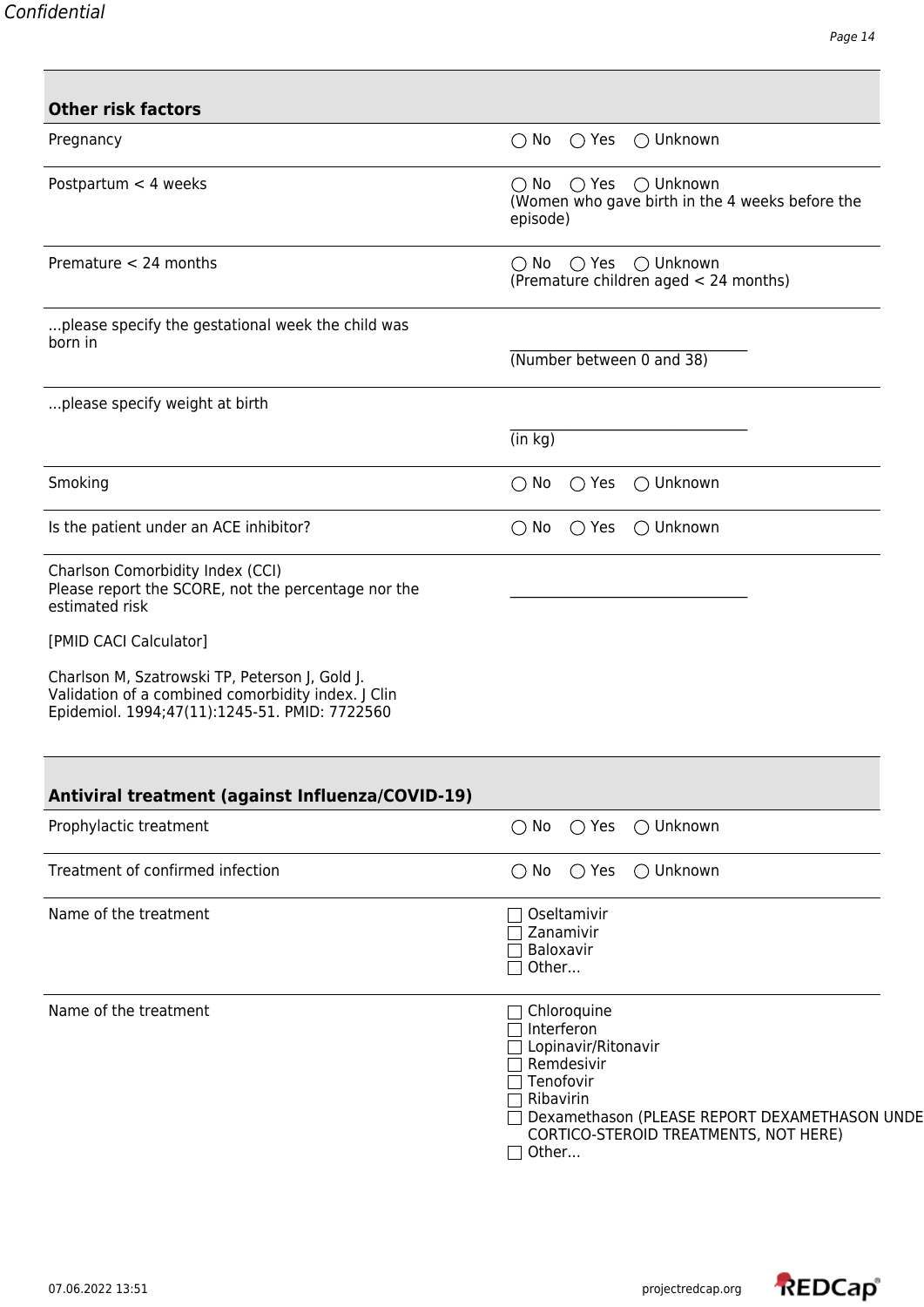## Other risk factors

| | |
|---|---|
| Pregnancy | ◯ No ◯ Yes ◯ Unknown |
| Postpartum < 4 weeks | ◯ No ◯ Yes ◯ Unknown (Women who gave birth in the 4 weeks before the episode) |
| Premature < 24 months | ◯ No ◯ Yes ◯ Unknown (Premature children aged < 24 months) |
| ...please specify the gestational week the child was born in | __________________ (Number between 0 and 38) |
| ...please specify weight at birth | __________________ (in kg) |
| Smoking | ◯ No ◯ Yes ◯ Unknown |
| Is the patient under an ACE inhibitor? | ◯ No ◯ Yes ◯ Unknown |
| Charlson Comorbidity Index (CCI) Please report the SCORE, not the percentage nor the estimated risk<br><br>[PMID CACI Calculator]<br><br>Charlson M, Szatrowski TP, Peterson J, Gold J. Validation of a combined comorbidity index. J Clin Epidemiol. 1994;47(11):1245-51. PMID: 7722560 | __________________ |

## Antiviral treatment (against Influenza/COVID-19)

| | |
|---|---|
| Prophylactic treatment | ◯ No ◯ Yes ◯ Unknown |
| Treatment of confirmed infection | ◯ No ◯ Yes ◯ Unknown |
| Name of the treatment | ☐ Oseltamivir<br>☐ Zanamivir<br>☐ Baloxavir<br>☐ Other... |
| Name of the treatment | ☐ Chloroquine<br>☐ Interferon<br>☐ Lopinavir/Ritonavir<br>☐ Remdesivir<br>☐ Tenofovir<br>☐ Ribavirin<br>☐ Dexamethason (PLEASE REPORT DEXAMETHASON UNDE CORTICO-STEROID TREATMENTS, NOT HERE)<br>☐ Other... |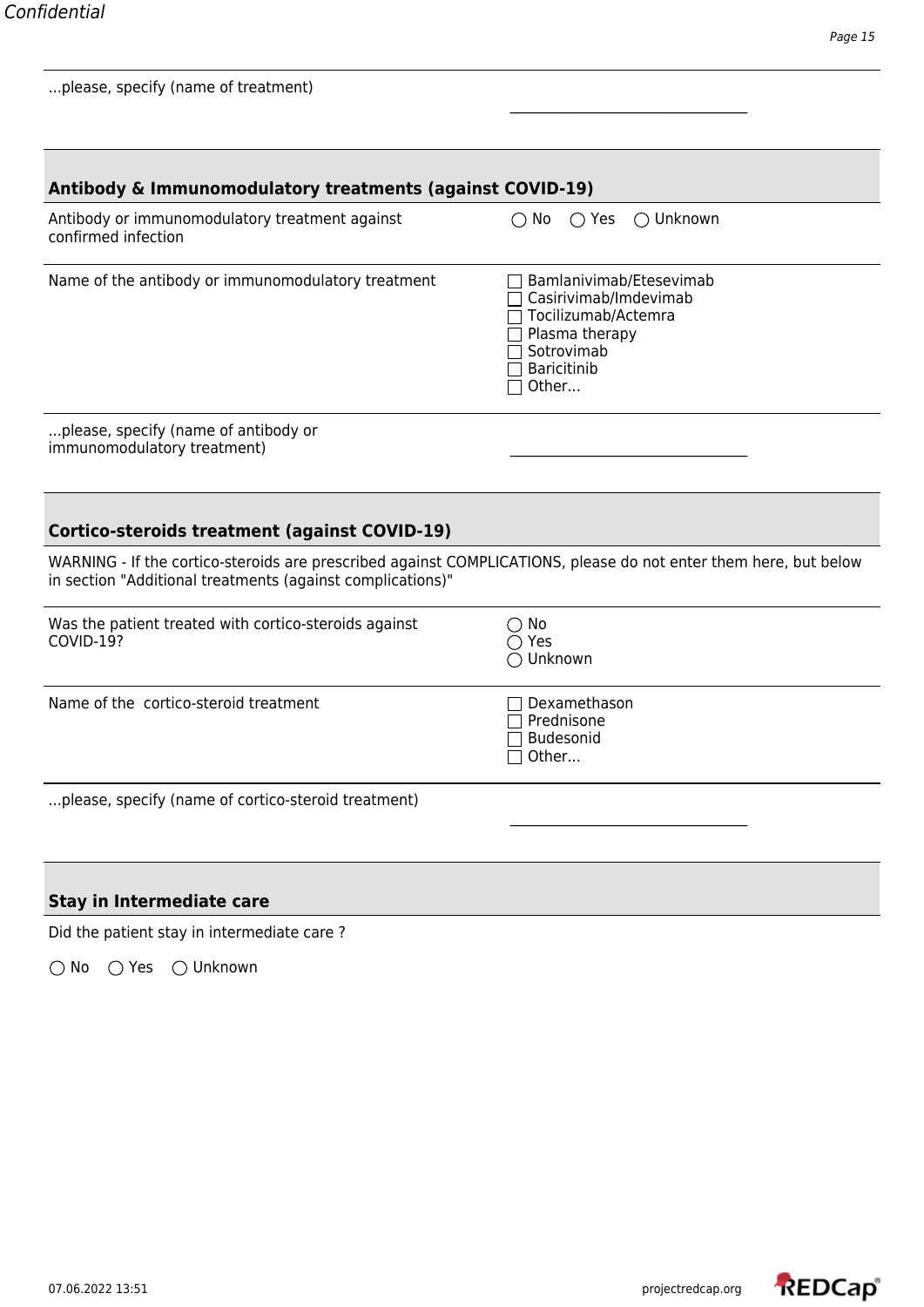...please, specify (name of treatment)

\_\_\_\_\_\_\_\_\_\_\_\_\_\_\_\_\_\_\_\_\_\_\_\_\_\_\_\_\_\_\_\_\_\_

## Antibody & Immunomodulatory treatments (against COVID-19)

Antibody or immunomodulatory treatment against confirmed infection

◯ No ◯ Yes ◯ Unknown

Name of the antibody or immunomodulatory treatment

- ☐ Bamlanivimab/Etesevimab
- ☐ Casirivimab/Imdevimab
- ☐ Tocilizumab/Actemra
- ☐ Plasma therapy
- ☐ Sotrovimab
- ☐ Baricitinib
- ☐ Other...

...please, specify (name of antibody or immunomodulatory treatment)

\_\_\_\_\_\_\_\_\_\_\_\_\_\_\_\_\_\_\_\_\_\_\_\_\_\_\_\_\_\_\_\_\_\_

## Cortico-steroids treatment (against COVID-19)

WARNING - If the cortico-steroids are prescribed against COMPLICATIONS, please do not enter them here, but below in section "Additional treatments (against complications)"

Was the patient treated with cortico-steroids against COVID-19?

- ◯ No
- ◯ Yes
- ◯ Unknown

Name of the cortico-steroid treatment

- ☐ Dexamethason
- ☐ Prednisone
- ☐ Budesonid
- ☐ Other...

...please, specify (name of cortico-steroid treatment)

\_\_\_\_\_\_\_\_\_\_\_\_\_\_\_\_\_\_\_\_\_\_\_\_\_\_\_\_\_\_\_\_\_\_

## Stay in Intermediate care

Did the patient stay in intermediate care ?

◯ No ◯ Yes ◯ Unknown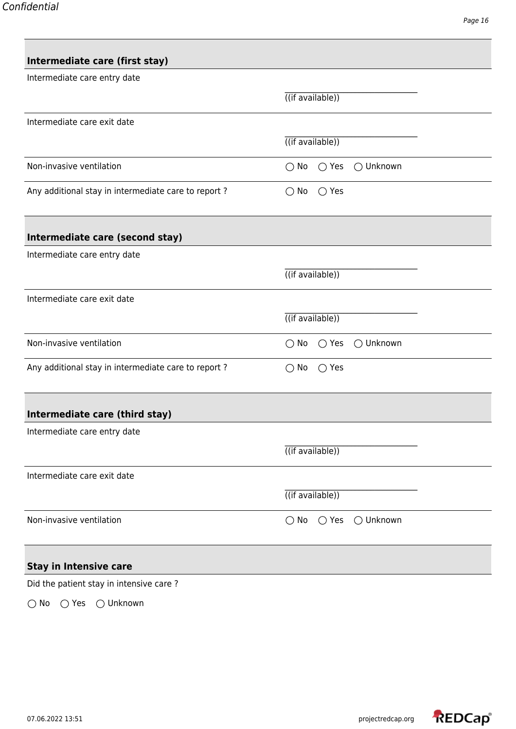## Intermediate care (first stay)

| | |
|---|---|
| Intermediate care entry date | ______________ ((if available)) |
| Intermediate care exit date | ______________ ((if available)) |
| Non-invasive ventilation | ◯ No ◯ Yes ◯ Unknown |
| Any additional stay in intermediate care to report ? | ◯ No ◯ Yes |

## Intermediate care (second stay)

| | |
|---|---|
| Intermediate care entry date | ______________ ((if available)) |
| Intermediate care exit date | ______________ ((if available)) |
| Non-invasive ventilation | ◯ No ◯ Yes ◯ Unknown |
| Any additional stay in intermediate care to report ? | ◯ No ◯ Yes |

## Intermediate care (third stay)

| | |
|---|---|
| Intermediate care entry date | ______________ ((if available)) |
| Intermediate care exit date | ______________ ((if available)) |
| Non-invasive ventilation | ◯ No ◯ Yes ◯ Unknown |

## Stay in Intensive care

Did the patient stay in intensive care ?

◯ No ◯ Yes ◯ Unknown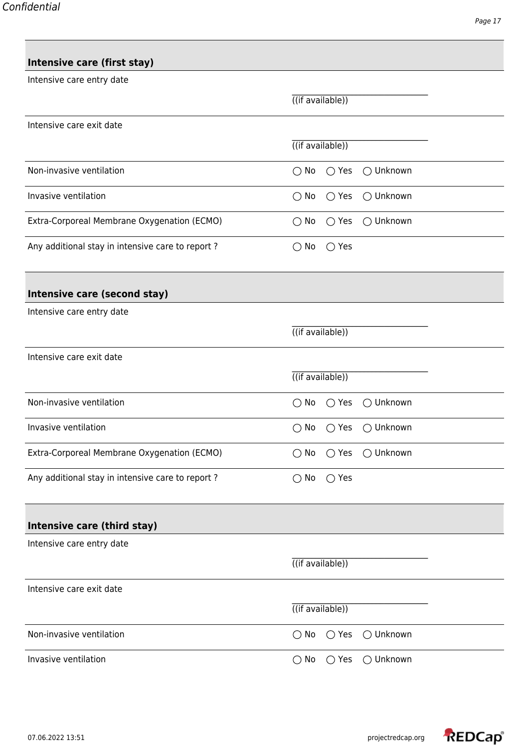## Intensive care (first stay)

| | |
|---|---|
| Intensive care entry date | ________________ ((if available)) |
| Intensive care exit date | ________________ ((if available)) |
| Non-invasive ventilation | ◯ No ◯ Yes ◯ Unknown |
| Invasive ventilation | ◯ No ◯ Yes ◯ Unknown |
| Extra-Corporeal Membrane Oxygenation (ECMO) | ◯ No ◯ Yes ◯ Unknown |
| Any additional stay in intensive care to report ? | ◯ No ◯ Yes |

## Intensive care (second stay)

| | |
|---|---|
| Intensive care entry date | ________________ ((if available)) |
| Intensive care exit date | ________________ ((if available)) |
| Non-invasive ventilation | ◯ No ◯ Yes ◯ Unknown |
| Invasive ventilation | ◯ No ◯ Yes ◯ Unknown |
| Extra-Corporeal Membrane Oxygenation (ECMO) | ◯ No ◯ Yes ◯ Unknown |
| Any additional stay in intensive care to report ? | ◯ No ◯ Yes |

## Intensive care (third stay)

| | |
|---|---|
| Intensive care entry date | ________________ ((if available)) |
| Intensive care exit date | ________________ ((if available)) |
| Non-invasive ventilation | ◯ No ◯ Yes ◯ Unknown |
| Invasive ventilation | ◯ No ◯ Yes ◯ Unknown |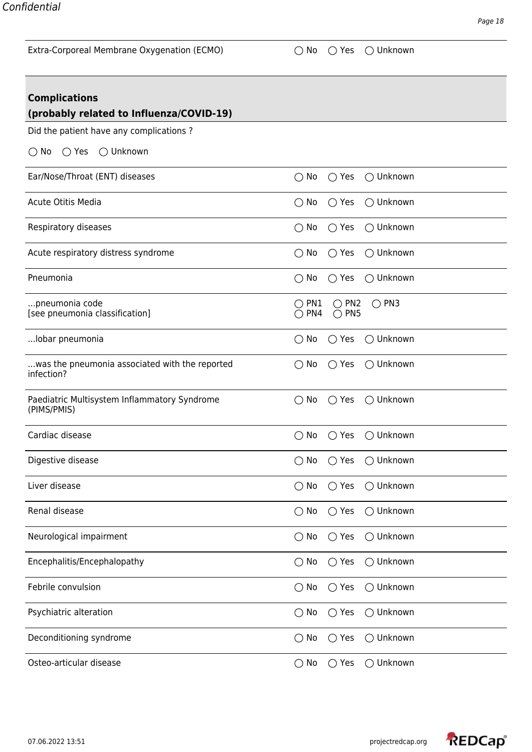| | |
|---|---|
| Extra-Corporeal Membrane Oxygenation (ECMO) | ◯ No ◯ Yes ◯ Unknown |

## Complications
## (probably related to Influenza/COVID-19)

Did the patient have any complications ?

◯ No ◯ Yes ◯ Unknown

| | |
|---|---|
| Ear/Nose/Throat (ENT) diseases | ◯ No ◯ Yes ◯ Unknown |
| Acute Otitis Media | ◯ No ◯ Yes ◯ Unknown |
| Respiratory diseases | ◯ No ◯ Yes ◯ Unknown |
| Acute respiratory distress syndrome | ◯ No ◯ Yes ◯ Unknown |
| Pneumonia | ◯ No ◯ Yes ◯ Unknown |
| ...pneumonia code [see pneumonia classification] | ◯ PN1 ◯ PN2 ◯ PN3 ◯ PN4 ◯ PN5 |
| ...lobar pneumonia | ◯ No ◯ Yes ◯ Unknown |
| ...was the pneumonia associated with the reported infection? | ◯ No ◯ Yes ◯ Unknown |
| Paediatric Multisystem Inflammatory Syndrome (PIMS/PMIS) | ◯ No ◯ Yes ◯ Unknown |
| Cardiac disease | ◯ No ◯ Yes ◯ Unknown |
| Digestive disease | ◯ No ◯ Yes ◯ Unknown |
| Liver disease | ◯ No ◯ Yes ◯ Unknown |
| Renal disease | ◯ No ◯ Yes ◯ Unknown |
| Neurological impairment | ◯ No ◯ Yes ◯ Unknown |
| Encephalitis/Encephalopathy | ◯ No ◯ Yes ◯ Unknown |
| Febrile convulsion | ◯ No ◯ Yes ◯ Unknown |
| Psychiatric alteration | ◯ No ◯ Yes ◯ Unknown |
| Deconditioning syndrome | ◯ No ◯ Yes ◯ Unknown |
| Osteo-articular disease | ◯ No ◯ Yes ◯ Unknown |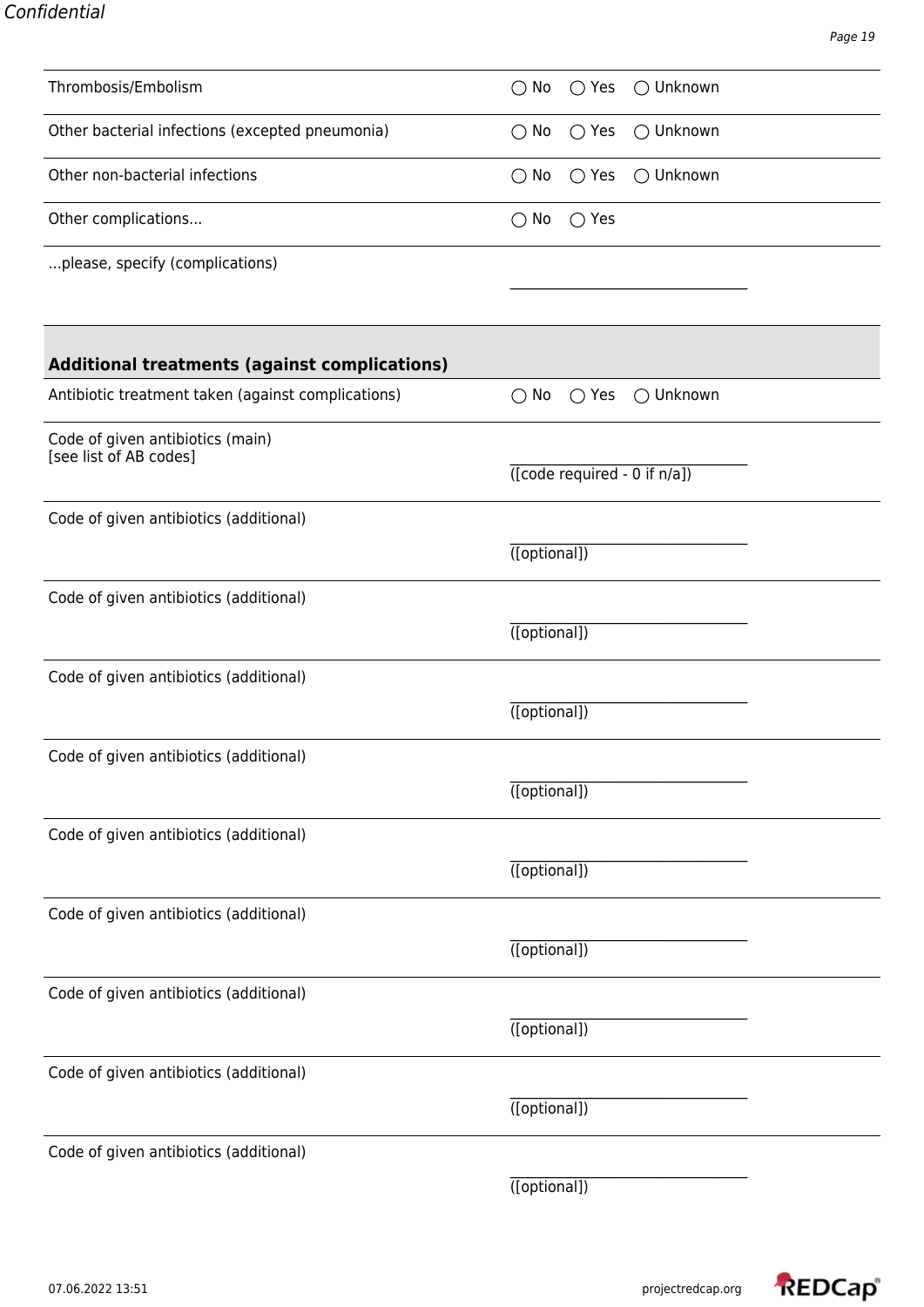| | |
|---|---|
| Thrombosis/Embolism | ◯ No ◯ Yes ◯ Unknown |
| Other bacterial infections (excepted pneumonia) | ◯ No ◯ Yes ◯ Unknown |
| Other non-bacterial infections | ◯ No ◯ Yes ◯ Unknown |
| Other complications... | ◯ No ◯ Yes |
| ...please, specify (complications) | __________________________________ |

### Additional treatments (against complications)

| | |
|---|---|
| Antibiotic treatment taken (against complications) | ◯ No ◯ Yes ◯ Unknown |
| Code of given antibiotics (main) [see list of AB codes] | __________________________________ ([code required - 0 if n/a]) |
| Code of given antibiotics (additional) | __________________________________ ([optional]) |
| Code of given antibiotics (additional) | __________________________________ ([optional]) |
| Code of given antibiotics (additional) | __________________________________ ([optional]) |
| Code of given antibiotics (additional) | __________________________________ ([optional]) |
| Code of given antibiotics (additional) | __________________________________ ([optional]) |
| Code of given antibiotics (additional) | __________________________________ ([optional]) |
| Code of given antibiotics (additional) | __________________________________ ([optional]) |
| Code of given antibiotics (additional) | __________________________________ ([optional]) |
| Code of given antibiotics (additional) | __________________________________ ([optional]) |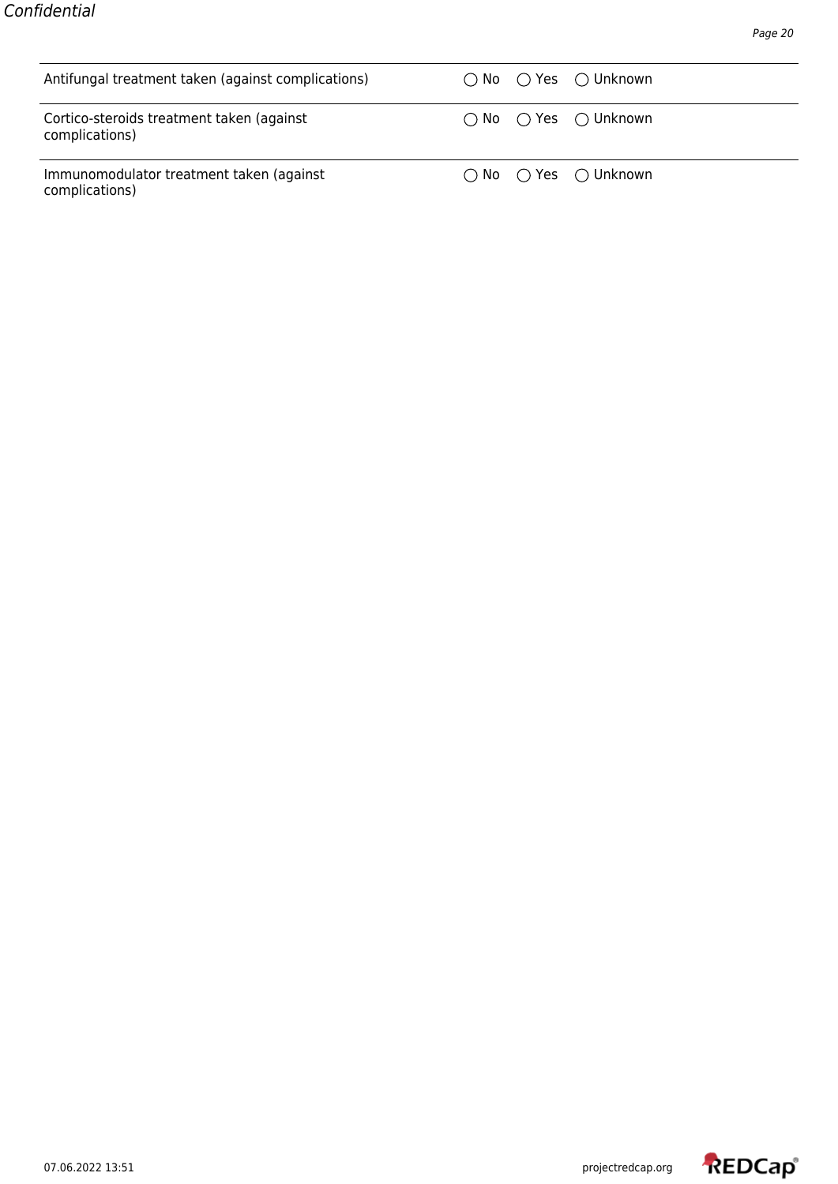| Question | Response options |
| --- | --- |
| Antifungal treatment taken (against complications) | ◯ No ◯ Yes ◯ Unknown |
| Cortico-steroids treatment taken (against complications) | ◯ No ◯ Yes ◯ Unknown |
| Immunomodulator treatment taken (against complications) | ◯ No ◯ Yes ◯ Unknown |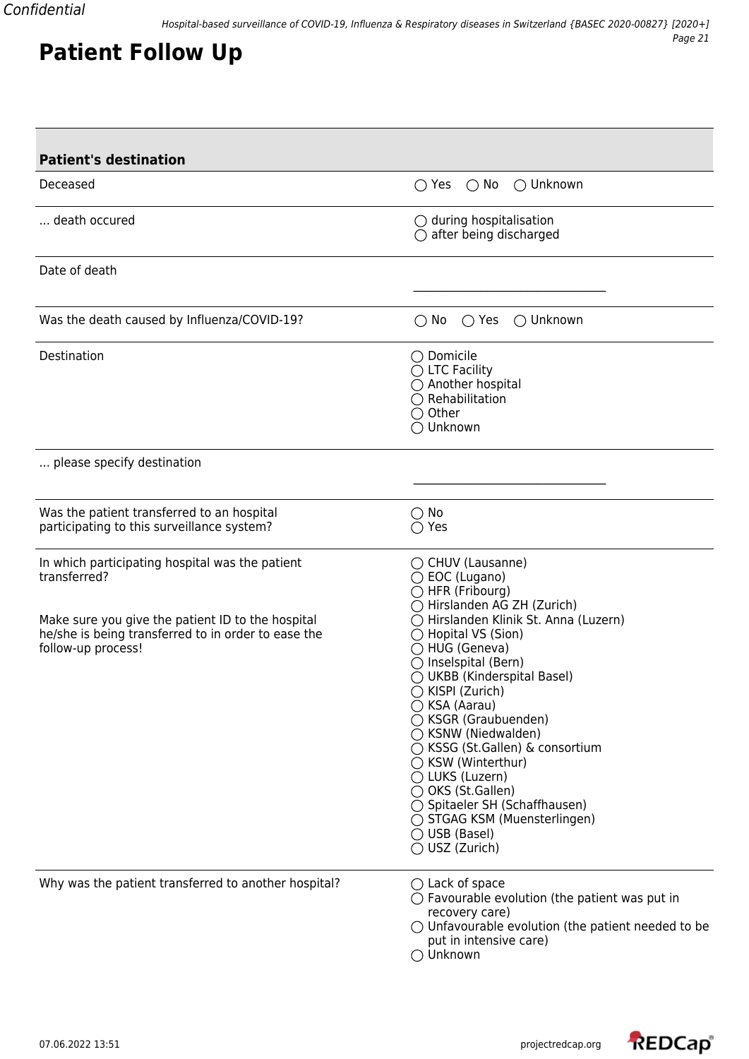# Patient Follow Up

| **Patient's destination** | |
|---|---|
| Deceased | ◯ Yes ◯ No ◯ Unknown |
| ... death occured | ◯ during hospitalisation<br>◯ after being discharged |
| Date of death | ________________________________ |
| Was the death caused by Influenza/COVID-19? | ◯ No ◯ Yes ◯ Unknown |
| Destination | ◯ Domicile<br>◯ LTC Facility<br>◯ Another hospital<br>◯ Rehabilitation<br>◯ Other<br>◯ Unknown |
| ... please specify destination | ________________________________ |
| Was the patient transferred to an hospital participating to this surveillance system? | ◯ No<br>◯ Yes |
| In which participating hospital was the patient transferred?<br><br>Make sure you give the patient ID to the hospital he/she is being transferred to in order to ease the follow-up process! | ◯ CHUV (Lausanne)<br>◯ EOC (Lugano)<br>◯ HFR (Fribourg)<br>◯ Hirslanden AG ZH (Zurich)<br>◯ Hirslanden Klinik St. Anna (Luzern)<br>◯ Hopital VS (Sion)<br>◯ HUG (Geneva)<br>◯ Inselspital (Bern)<br>◯ UKBB (Kinderspital Basel)<br>◯ KISPI (Zurich)<br>◯ KSA (Aarau)<br>◯ KSGR (Graubuenden)<br>◯ KSNW (Niedwalden)<br>◯ KSSG (St.Gallen) & consortium<br>◯ KSW (Winterthur)<br>◯ LUKS (Luzern)<br>◯ OKS (St.Gallen)<br>◯ Spitaeler SH (Schaffhausen)<br>◯ STGAG KSM (Muensterlingen)<br>◯ USB (Basel)<br>◯ USZ (Zurich) |
| Why was the patient transferred to another hospital? | ◯ Lack of space<br>◯ Favourable evolution (the patient was put in recovery care)<br>◯ Unfavourable evolution (the patient needed to be put in intensive care)<br>◯ Unknown |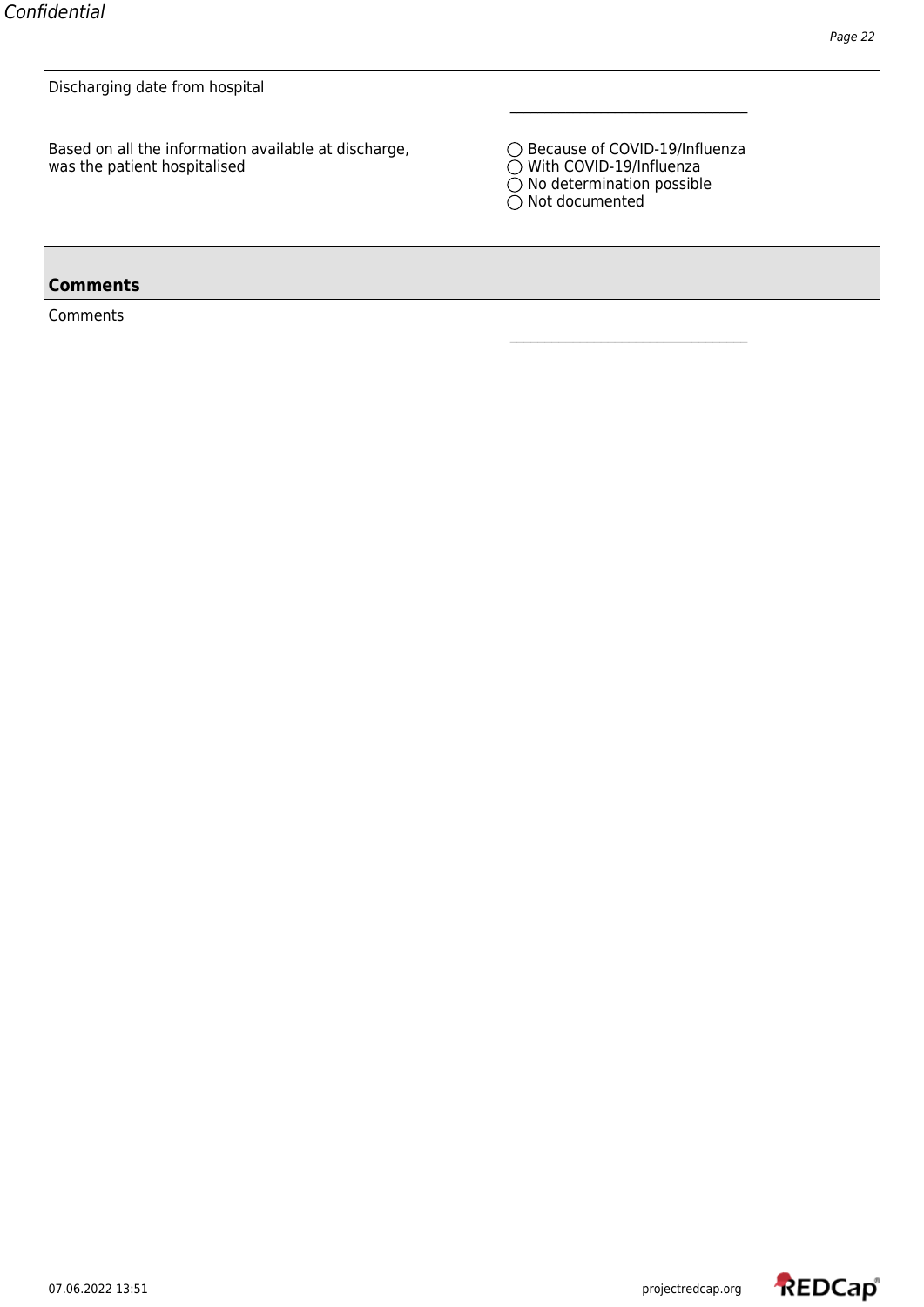Discharging date from hospital

\_\_\_\_\_\_\_\_\_\_\_\_\_\_\_\_\_\_\_\_\_\_\_\_\_\_\_\_\_\_\_\_\_\_

Based on all the information available at discharge, was the patient hospitalised

- ◯ Because of COVID-19/Influenza
- ◯ With COVID-19/Influenza
- ◯ No determination possible
- ◯ Not documented

## Comments

Comments

\_\_\_\_\_\_\_\_\_\_\_\_\_\_\_\_\_\_\_\_\_\_\_\_\_\_\_\_\_\_\_\_\_\_